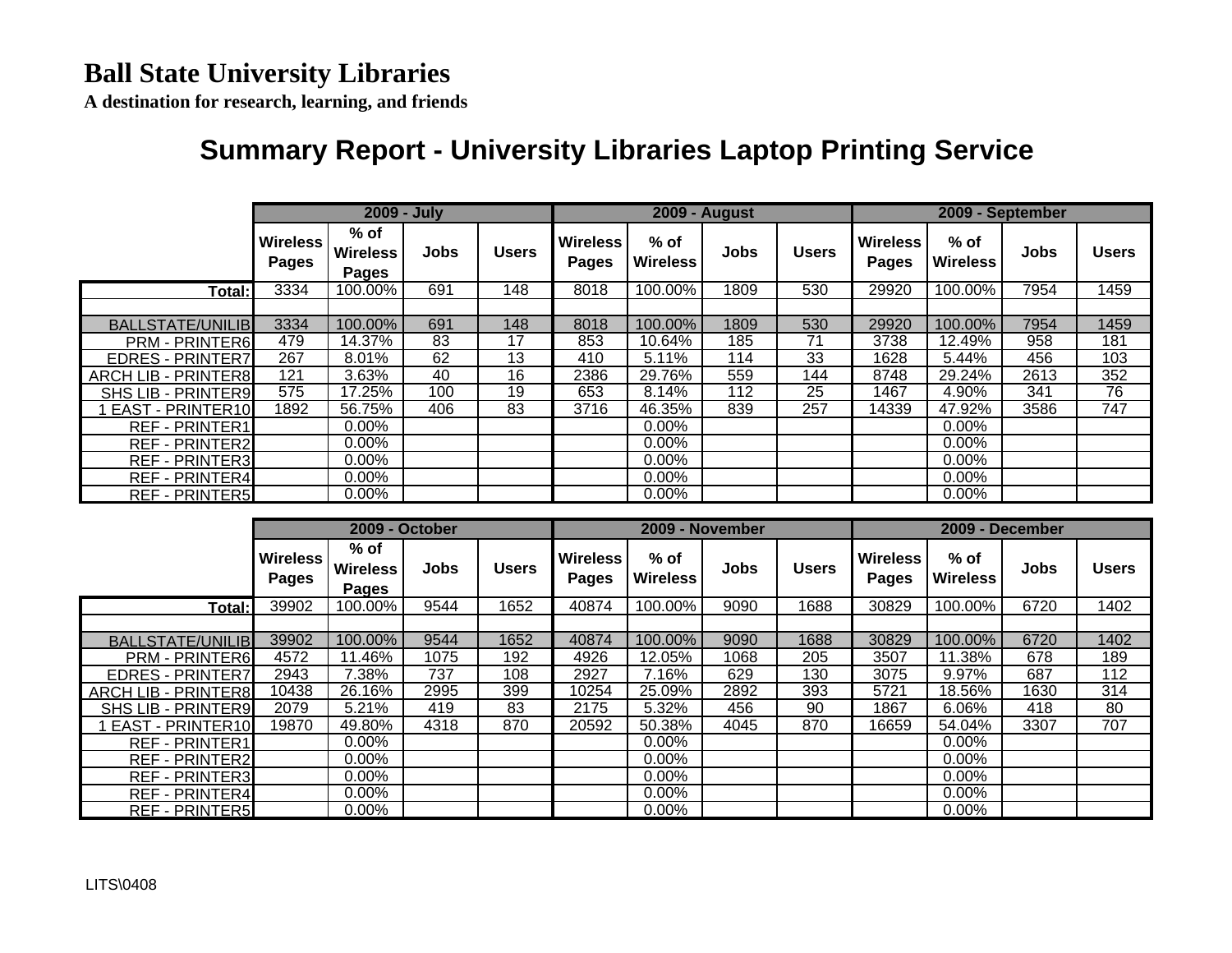**Ball State University Libraries**

**A destination for research, learning, and friends**

## Summary Report - University Libraries Laptop Printing Service

| | 2009 - July | | | | 2009 - August | | | | 2009 - September | | | |
|---|---|---|---|---|---|---|---|---|---|---|---|---|
| | Wireless Pages | % of Wireless Pages | Jobs | Users | Wireless Pages | % of Wireless | Jobs | Users | Wireless Pages | % of Wireless | Jobs | Users |
| **Total:** | 3334 | 100.00% | 691 | 148 | 8018 | 100.00% | 1809 | 530 | 29920 | 100.00% | 7954 | 1459 |
| | | | | | | | | | | | | |
| BALLSTATE/UNILIB | 3334 | 100.00% | 691 | 148 | 8018 | 100.00% | 1809 | 530 | 29920 | 100.00% | 7954 | 1459 |
| PRM - PRINTER6 | 479 | 14.37% | 83 | 17 | 853 | 10.64% | 185 | 71 | 3738 | 12.49% | 958 | 181 |
| EDRES - PRINTER7 | 267 | 8.01% | 62 | 13 | 410 | 5.11% | 114 | 33 | 1628 | 5.44% | 456 | 103 |
| ARCH LIB - PRINTER8 | 121 | 3.63% | 40 | 16 | 2386 | 29.76% | 559 | 144 | 8748 | 29.24% | 2613 | 352 |
| SHS LIB - PRINTER9 | 575 | 17.25% | 100 | 19 | 653 | 8.14% | 112 | 25 | 1467 | 4.90% | 341 | 76 |
| 1 EAST - PRINTER10 | 1892 | 56.75% | 406 | 83 | 3716 | 46.35% | 839 | 257 | 14339 | 47.92% | 3586 | 747 |
| REF - PRINTER1 | | 0.00% | | | | 0.00% | | | | 0.00% | | |
| REF - PRINTER2 | | 0.00% | | | | 0.00% | | | | 0.00% | | |
| REF - PRINTER3 | | 0.00% | | | | 0.00% | | | | 0.00% | | |
| REF - PRINTER4 | | 0.00% | | | | 0.00% | | | | 0.00% | | |
| REF - PRINTER5 | | 0.00% | | | | 0.00% | | | | 0.00% | | |

| | 2009 - October | | | | 2009 - November | | | | 2009 - December | | | |
|---|---|---|---|---|---|---|---|---|---|---|---|---|
| | Wireless Pages | % of Wireless Pages | Jobs | Users | Wireless Pages | % of Wireless | Jobs | Users | Wireless Pages | % of Wireless | Jobs | Users |
| **Total:** | 39902 | 100.00% | 9544 | 1652 | 40874 | 100.00% | 9090 | 1688 | 30829 | 100.00% | 6720 | 1402 |
| | | | | | | | | | | | | |
| BALLSTATE/UNILIB | 39902 | 100.00% | 9544 | 1652 | 40874 | 100.00% | 9090 | 1688 | 30829 | 100.00% | 6720 | 1402 |
| PRM - PRINTER6 | 4572 | 11.46% | 1075 | 192 | 4926 | 12.05% | 1068 | 205 | 3507 | 11.38% | 678 | 189 |
| EDRES - PRINTER7 | 2943 | 7.38% | 737 | 108 | 2927 | 7.16% | 629 | 130 | 3075 | 9.97% | 687 | 112 |
| ARCH LIB - PRINTER8 | 10438 | 26.16% | 2995 | 399 | 10254 | 25.09% | 2892 | 393 | 5721 | 18.56% | 1630 | 314 |
| SHS LIB - PRINTER9 | 2079 | 5.21% | 419 | 83 | 2175 | 5.32% | 456 | 90 | 1867 | 6.06% | 418 | 80 |
| 1 EAST - PRINTER10 | 19870 | 49.80% | 4318 | 870 | 20592 | 50.38% | 4045 | 870 | 16659 | 54.04% | 3307 | 707 |
| REF - PRINTER1 | | 0.00% | | | | 0.00% | | | | 0.00% | | |
| REF - PRINTER2 | | 0.00% | | | | 0.00% | | | | 0.00% | | |
| REF - PRINTER3 | | 0.00% | | | | 0.00% | | | | 0.00% | | |
| REF - PRINTER4 | | 0.00% | | | | 0.00% | | | | 0.00% | | |
| REF - PRINTER5 | | 0.00% | | | | 0.00% | | | | 0.00% | | |

LITS\0408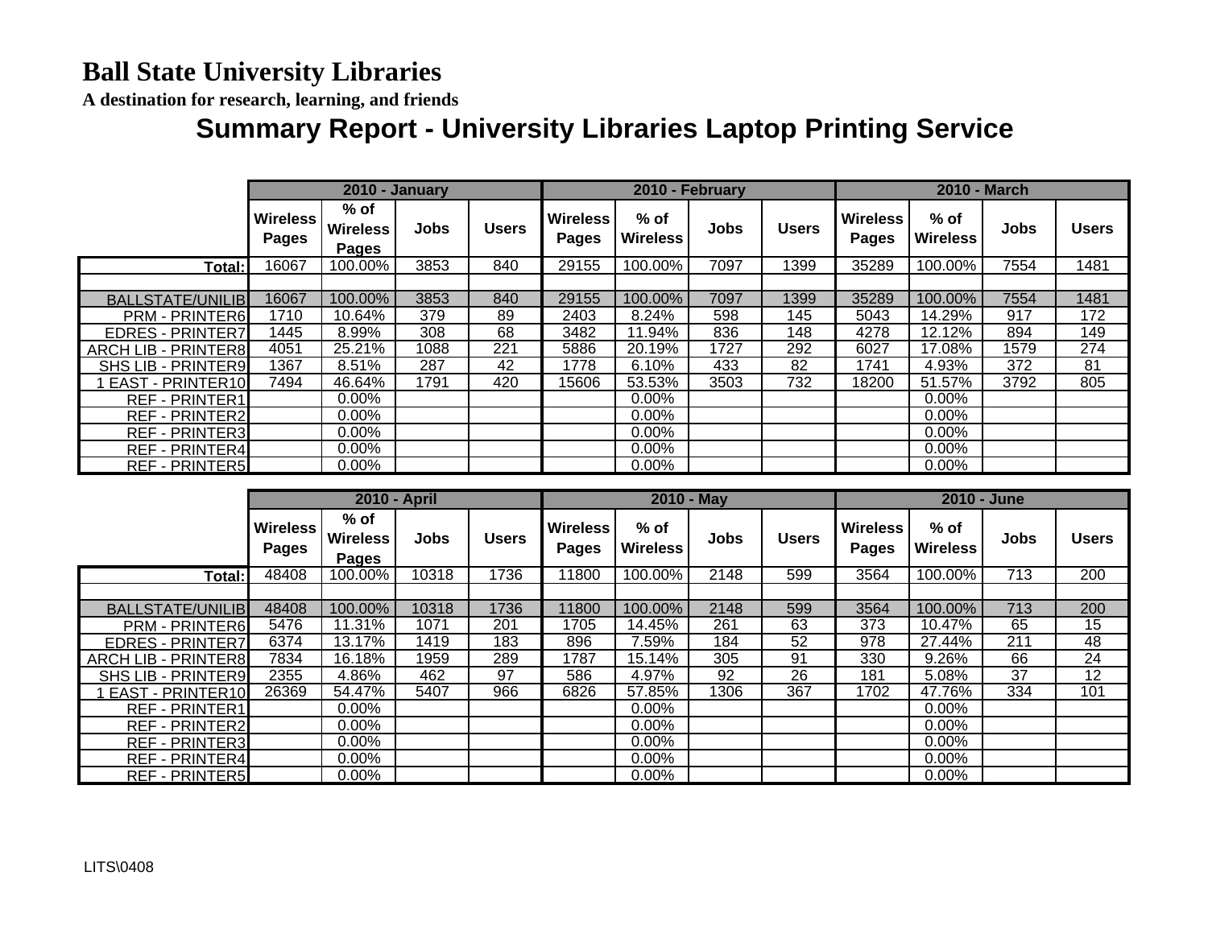# Ball State University Libraries

**A destination for research, learning, and friends**

## Summary Report - University Libraries Laptop Printing Service

| | 2010 - January | | | | 2010 - February | | | | 2010 - March | | | |
|---|---|---|---|---|---|---|---|---|---|---|---|---|
| | Wireless Pages | % of Wireless Pages | Jobs | Users | Wireless Pages | % of Wireless | Jobs | Users | Wireless Pages | % of Wireless | Jobs | Users |
| Total: | 16067 | 100.00% | 3853 | 840 | 29155 | 100.00% | 7097 | 1399 | 35289 | 100.00% | 7554 | 1481 |
| | | | | | | | | | | | | |
| BALLSTATE/UNILIB | 16067 | 100.00% | 3853 | 840 | 29155 | 100.00% | 7097 | 1399 | 35289 | 100.00% | 7554 | 1481 |
| PRM - PRINTER6 | 1710 | 10.64% | 379 | 89 | 2403 | 8.24% | 598 | 145 | 5043 | 14.29% | 917 | 172 |
| EDRES - PRINTER7 | 1445 | 8.99% | 308 | 68 | 3482 | 11.94% | 836 | 148 | 4278 | 12.12% | 894 | 149 |
| ARCH LIB - PRINTER8 | 4051 | 25.21% | 1088 | 221 | 5886 | 20.19% | 1727 | 292 | 6027 | 17.08% | 1579 | 274 |
| SHS LIB - PRINTER9 | 1367 | 8.51% | 287 | 42 | 1778 | 6.10% | 433 | 82 | 1741 | 4.93% | 372 | 81 |
| 1 EAST - PRINTER10 | 7494 | 46.64% | 1791 | 420 | 15606 | 53.53% | 3503 | 732 | 18200 | 51.57% | 3792 | 805 |
| REF - PRINTER1 | | 0.00% | | | | 0.00% | | | | 0.00% | | |
| REF - PRINTER2 | | 0.00% | | | | 0.00% | | | | 0.00% | | |
| REF - PRINTER3 | | 0.00% | | | | 0.00% | | | | 0.00% | | |
| REF - PRINTER4 | | 0.00% | | | | 0.00% | | | | 0.00% | | |
| REF - PRINTER5 | | 0.00% | | | | 0.00% | | | | 0.00% | | |

| | 2010 - April | | | | 2010 - May | | | | 2010 - June | | | |
|---|---|---|---|---|---|---|---|---|---|---|---|---|
| | Wireless Pages | % of Wireless Pages | Jobs | Users | Wireless Pages | % of Wireless | Jobs | Users | Wireless Pages | % of Wireless | Jobs | Users |
| Total: | 48408 | 100.00% | 10318 | 1736 | 11800 | 100.00% | 2148 | 599 | 3564 | 100.00% | 713 | 200 |
| | | | | | | | | | | | | |
| BALLSTATE/UNILIB | 48408 | 100.00% | 10318 | 1736 | 11800 | 100.00% | 2148 | 599 | 3564 | 100.00% | 713 | 200 |
| PRM - PRINTER6 | 5476 | 11.31% | 1071 | 201 | 1705 | 14.45% | 261 | 63 | 373 | 10.47% | 65 | 15 |
| EDRES - PRINTER7 | 6374 | 13.17% | 1419 | 183 | 896 | 7.59% | 184 | 52 | 978 | 27.44% | 211 | 48 |
| ARCH LIB - PRINTER8 | 7834 | 16.18% | 1959 | 289 | 1787 | 15.14% | 305 | 91 | 330 | 9.26% | 66 | 24 |
| SHS LIB - PRINTER9 | 2355 | 4.86% | 462 | 97 | 586 | 4.97% | 92 | 26 | 181 | 5.08% | 37 | 12 |
| 1 EAST - PRINTER10 | 26369 | 54.47% | 5407 | 966 | 6826 | 57.85% | 1306 | 367 | 1702 | 47.76% | 334 | 101 |
| REF - PRINTER1 | | 0.00% | | | | 0.00% | | | | 0.00% | | |
| REF - PRINTER2 | | 0.00% | | | | 0.00% | | | | 0.00% | | |
| REF - PRINTER3 | | 0.00% | | | | 0.00% | | | | 0.00% | | |
| REF - PRINTER4 | | 0.00% | | | | 0.00% | | | | 0.00% | | |
| REF - PRINTER5 | | 0.00% | | | | 0.00% | | | | 0.00% | | |

LITS\0408